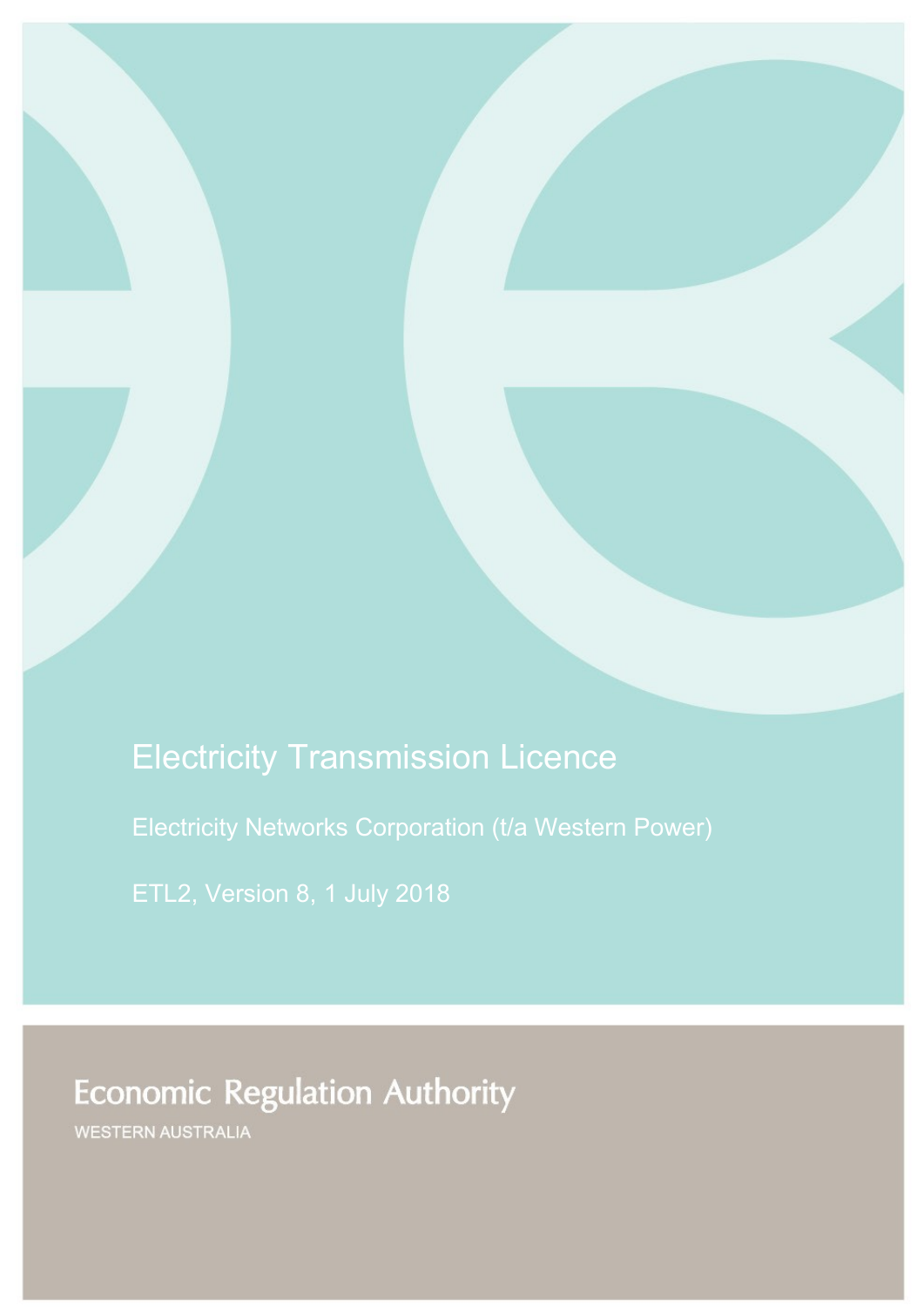# Electricity Transmission Licence

Electricity Networks Corporation (t/a Western Power)

ETL2, Version 8, 1 July 2018

Economic Regulation Authority

WESTERN AUSTRALIA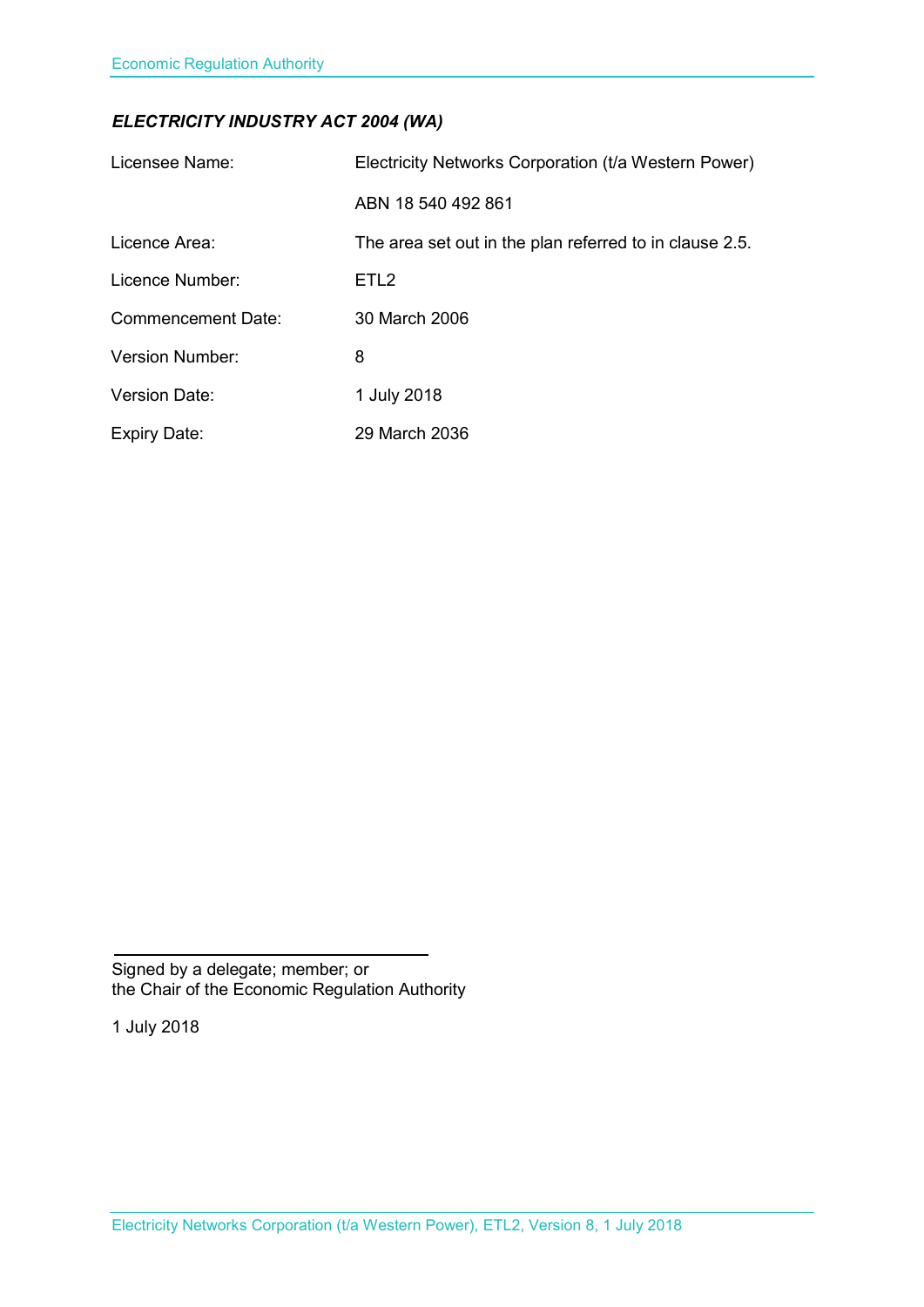***ELECTRICITY INDUSTRY ACT 2004 (WA)***

| | |
|---|---|
| Licensee Name: | Electricity Networks Corporation (t/a Western Power) |
| | ABN 18 540 492 861 |
| Licence Area: | The area set out in the plan referred to in clause 2.5. |
| Licence Number: | ETL2 |
| Commencement Date: | 30 March 2006 |
| Version Number: | 8 |
| Version Date: | 1 July 2018 |
| Expiry Date: | 29 March 2036 |

Signed by a delegate; member; or
the Chair of the Economic Regulation Authority

1 July 2018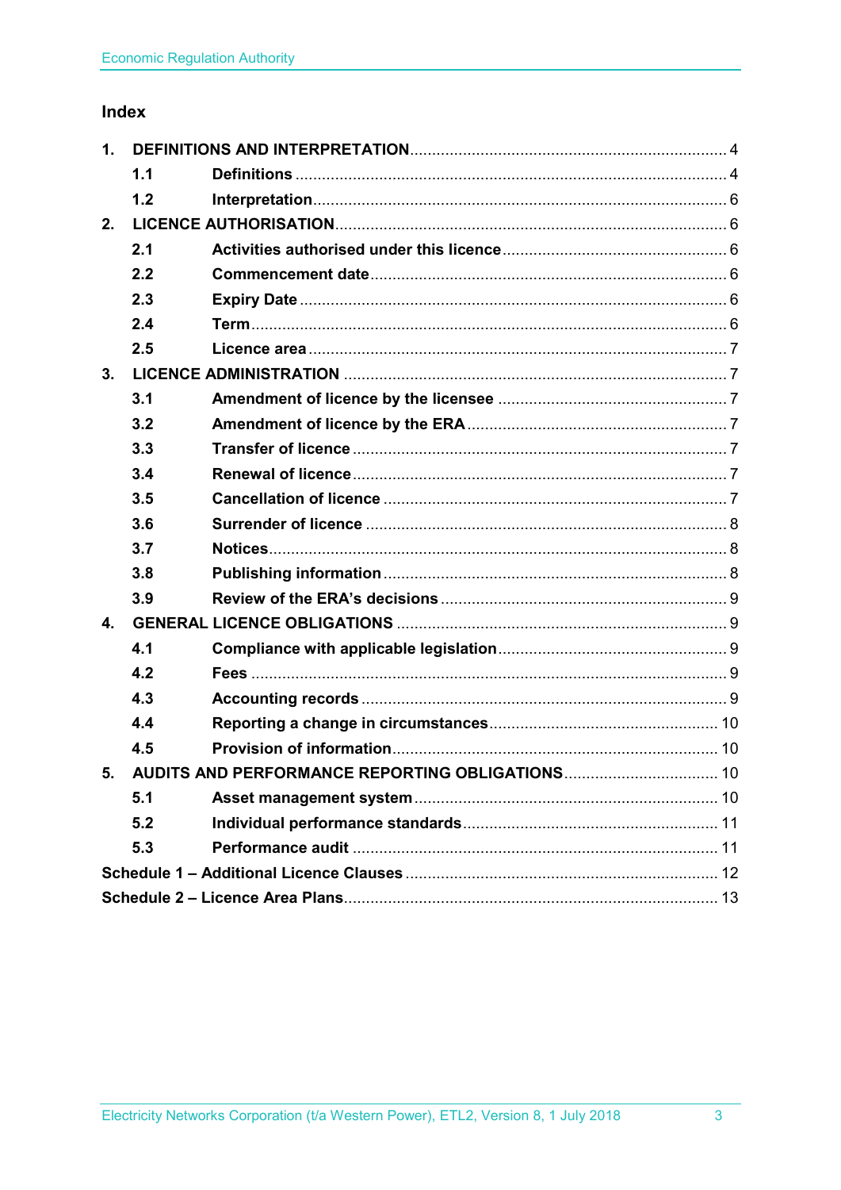## Index

| | | | |
|---|---|---|---|
| **1.** | **DEFINITIONS AND INTERPRETATION** | | 4 |
| | **1.1** | **Definitions** | 4 |
| | **1.2** | **Interpretation** | 6 |
| **2.** | **LICENCE AUTHORISATION** | | 6 |
| | **2.1** | **Activities authorised under this licence** | 6 |
| | **2.2** | **Commencement date** | 6 |
| | **2.3** | **Expiry Date** | 6 |
| | **2.4** | **Term** | 6 |
| | **2.5** | **Licence area** | 7 |
| **3.** | **LICENCE ADMINISTRATION** | | 7 |
| | **3.1** | **Amendment of licence by the licensee** | 7 |
| | **3.2** | **Amendment of licence by the ERA** | 7 |
| | **3.3** | **Transfer of licence** | 7 |
| | **3.4** | **Renewal of licence** | 7 |
| | **3.5** | **Cancellation of licence** | 7 |
| | **3.6** | **Surrender of licence** | 8 |
| | **3.7** | **Notices** | 8 |
| | **3.8** | **Publishing information** | 8 |
| | **3.9** | **Review of the ERA's decisions** | 9 |
| **4.** | **GENERAL LICENCE OBLIGATIONS** | | 9 |
| | **4.1** | **Compliance with applicable legislation** | 9 |
| | **4.2** | **Fees** | 9 |
| | **4.3** | **Accounting records** | 9 |
| | **4.4** | **Reporting a change in circumstances** | 10 |
| | **4.5** | **Provision of information** | 10 |
| **5.** | **AUDITS AND PERFORMANCE REPORTING OBLIGATIONS** | | 10 |
| | **5.1** | **Asset management system** | 10 |
| | **5.2** | **Individual performance standards** | 11 |
| | **5.3** | **Performance audit** | 11 |
| **Schedule 1 – Additional Licence Clauses** | | | 12 |
| **Schedule 2 – Licence Area Plans** | | | 13 |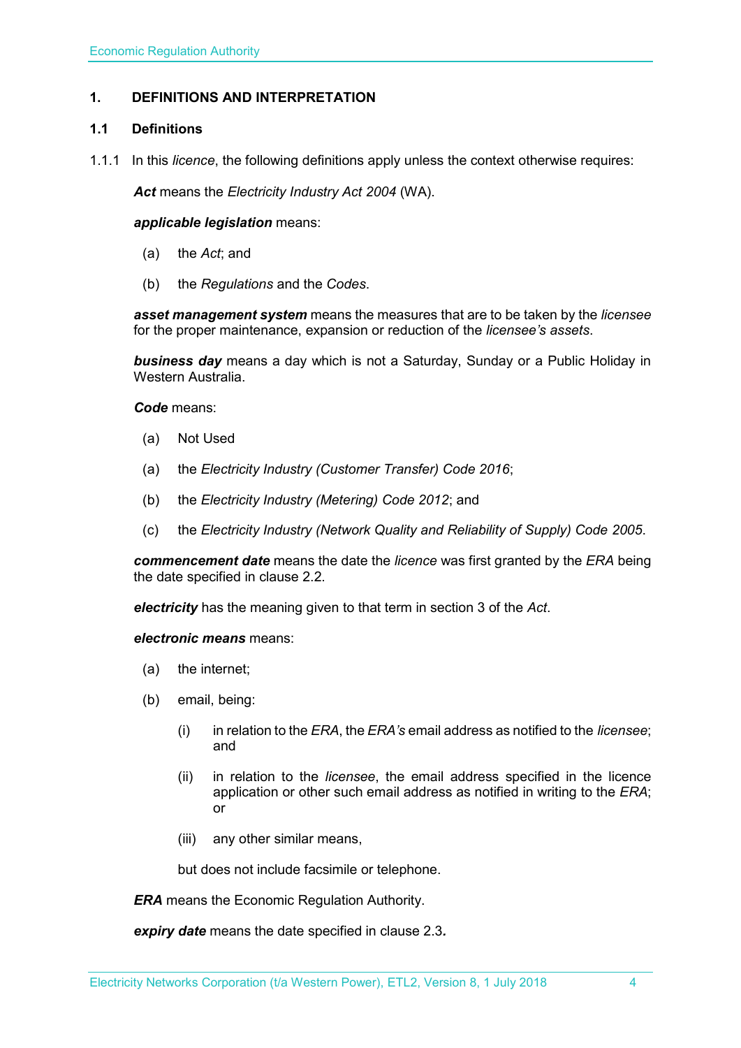## 1. DEFINITIONS AND INTERPRETATION

### 1.1 Definitions

1.1.1 In this *licence*, the following definitions apply unless the context otherwise requires:

***Act*** means the *Electricity Industry Act 2004* (WA).

***applicable legislation*** means:

(a) the *Act*; and

(b) the *Regulations* and the *Codes*.

***asset management system*** means the measures that are to be taken by the *licensee* for the proper maintenance, expansion or reduction of the *licensee's assets*.

***business day*** means a day which is not a Saturday, Sunday or a Public Holiday in Western Australia.

***Code*** means:

(a) Not Used

(a) the *Electricity Industry (Customer Transfer) Code 2016*;

(b) the *Electricity Industry (Metering) Code 2012*; and

(c) the *Electricity Industry (Network Quality and Reliability of Supply) Code 2005*.

***commencement date*** means the date the *licence* was first granted by the *ERA* being the date specified in clause 2.2.

***electricity*** has the meaning given to that term in section 3 of the *Act*.

***electronic means*** means:

(a) the internet;

(b) email, being:

(i) in relation to the *ERA*, the *ERA's* email address as notified to the *licensee*; and

(ii) in relation to the *licensee*, the email address specified in the licence application or other such email address as notified in writing to the *ERA*; or

(iii) any other similar means,

but does not include facsimile or telephone.

***ERA*** means the Economic Regulation Authority.

***expiry date*** means the date specified in clause 2.3**.**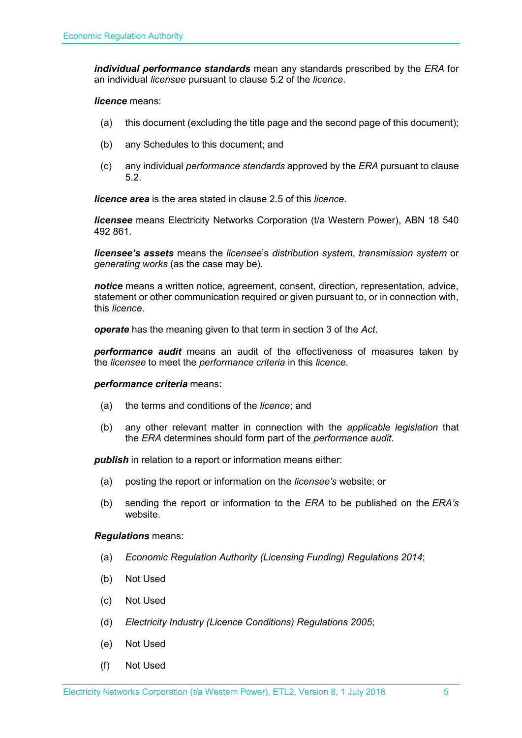***individual performance standards*** mean any standards prescribed by the *ERA* for an individual *licensee* pursuant to clause 5.2 of the *licence*.

***licence*** means:

(a) this document (excluding the title page and the second page of this document);

(b) any Schedules to this document; and

(c) any individual *performance standards* approved by the *ERA* pursuant to clause 5.2.

***licence area*** is the area stated in clause 2.5 of this *licence.*

***licensee*** means Electricity Networks Corporation (t/a Western Power), ABN 18 540 492 861.

***licensee's assets*** means the *licensee*'s *distribution system*, *transmission system* or *generating works* (as the case may be).

***notice*** means a written notice, agreement, consent, direction, representation, advice, statement or other communication required or given pursuant to, or in connection with, this *licence*.

***operate*** has the meaning given to that term in section 3 of the *Act*.

***performance audit*** means an audit of the effectiveness of measures taken by the *licensee* to meet the *performance criteria* in this *licence*.

***performance criteria*** means:

(a) the terms and conditions of the *licence*; and

(b) any other relevant matter in connection with the *applicable legislation* that the *ERA* determines should form part of the *performance audit*.

***publish*** in relation to a report or information means either:

(a) posting the report or information on the *licensee's* website; or

(b) sending the report or information to the *ERA* to be published on the *ERA's* website.

***Regulations*** means:

(a) *Economic Regulation Authority (Licensing Funding) Regulations 2014*;

(b) Not Used

(c) Not Used

(d) *Electricity Industry (Licence Conditions) Regulations 2005*;

(e) Not Used

(f) Not Used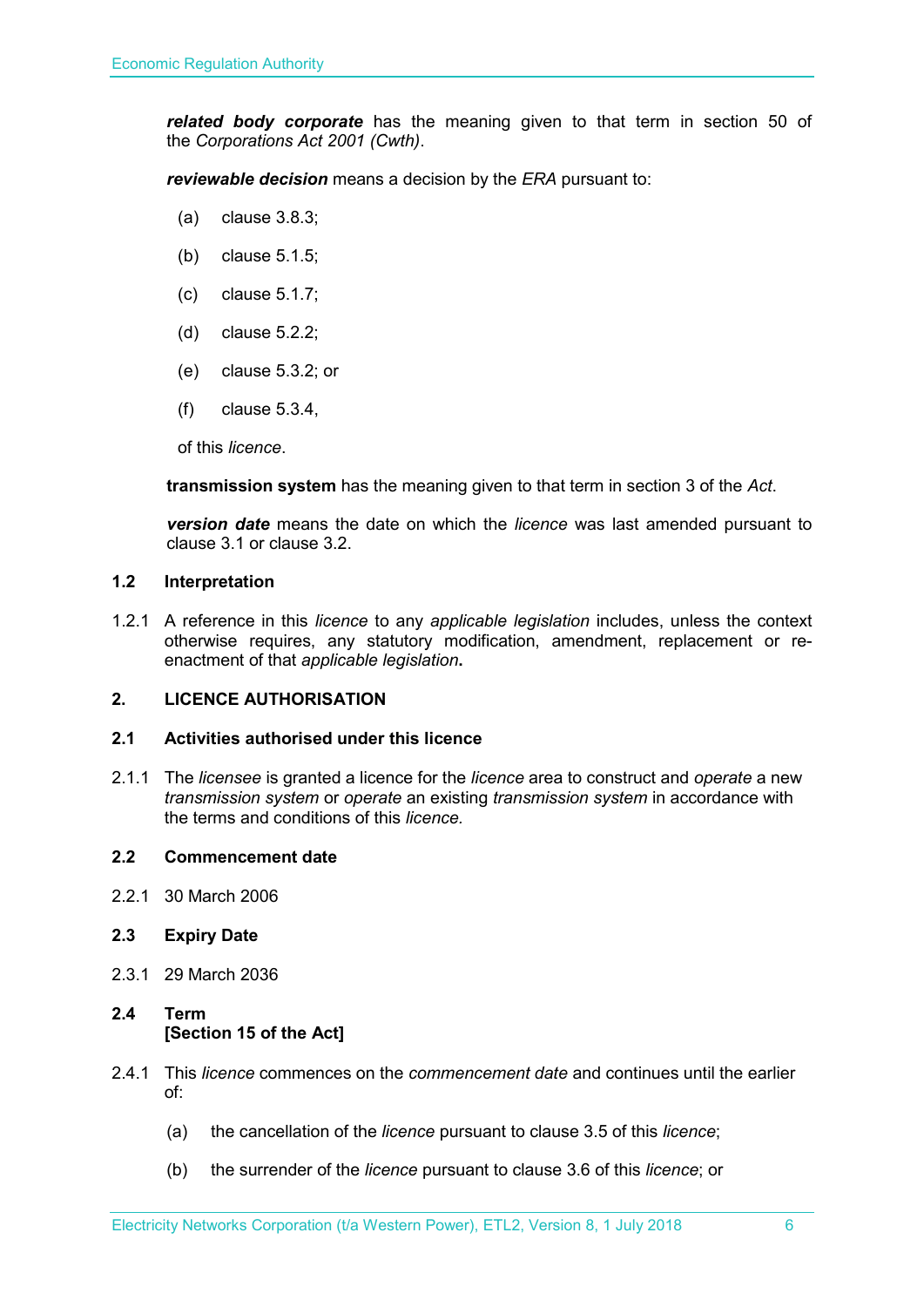***related body corporate*** has the meaning given to that term in section 50 of the *Corporations Act 2001 (Cwth)*.

***reviewable decision*** means a decision by the *ERA* pursuant to:

(a) clause 3.8.3;

(b) clause 5.1.5;

(c) clause 5.1.7;

(d) clause 5.2.2;

(e) clause 5.3.2; or

(f) clause 5.3.4,

of this *licence*.

**transmission system** has the meaning given to that term in section 3 of the *Act*.

***version date*** means the date on which the *licence* was last amended pursuant to clause 3.1 or clause 3.2.

### 1.2 Interpretation

1.2.1 A reference in this *licence* to any *applicable legislation* includes, unless the context otherwise requires, any statutory modification, amendment, replacement or re-enactment of that *applicable legislation***.**

## 2. LICENCE AUTHORISATION

### 2.1 Activities authorised under this licence

2.1.1 The *licensee* is granted a licence for the *licence* area to construct and *operate* a new *transmission system* or *operate* an existing *transmission system* in accordance with the terms and conditions of this *licence.*

### 2.2 Commencement date

2.2.1 30 March 2006

### 2.3 Expiry Date

2.3.1 29 March 2036

### 2.4 Term
**[Section 15 of the Act]**

2.4.1 This *licence* commences on the *commencement date* and continues until the earlier of:

(a) the cancellation of the *licence* pursuant to clause 3.5 of this *licence*;

(b) the surrender of the *licence* pursuant to clause 3.6 of this *licence*; or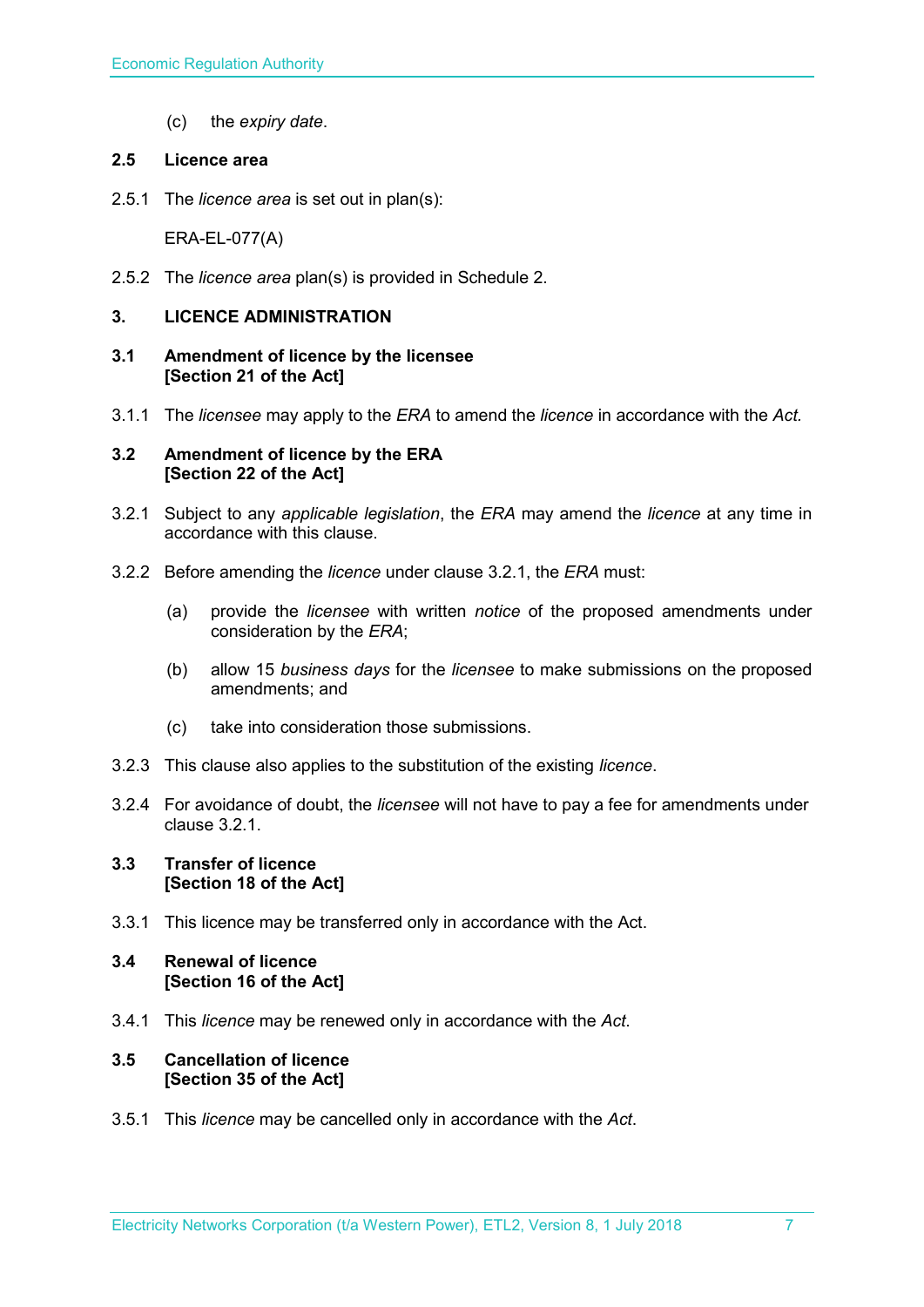(c) the *expiry date*.

### 2.5 Licence area

2.5.1 The *licence area* is set out in plan(s):

ERA-EL-077(A)

2.5.2 The *licence area* plan(s) is provided in Schedule 2.

## 3. LICENCE ADMINISTRATION

### 3.1 Amendment of licence by the licensee [Section 21 of the Act]

3.1.1 The *licensee* may apply to the *ERA* to amend the *licence* in accordance with the *Act.*

### 3.2 Amendment of licence by the ERA [Section 22 of the Act]

3.2.1 Subject to any *applicable legislation*, the *ERA* may amend the *licence* at any time in accordance with this clause.

3.2.2 Before amending the *licence* under clause 3.2.1, the *ERA* must:

(a) provide the *licensee* with written *notice* of the proposed amendments under consideration by the *ERA*;

(b) allow 15 *business days* for the *licensee* to make submissions on the proposed amendments; and

(c) take into consideration those submissions.

3.2.3 This clause also applies to the substitution of the existing *licence*.

3.2.4 For avoidance of doubt, the *licensee* will not have to pay a fee for amendments under clause 3.2.1.

### 3.3 Transfer of licence [Section 18 of the Act]

3.3.1 This licence may be transferred only in accordance with the Act.

### 3.4 Renewal of licence [Section 16 of the Act]

3.4.1 This *licence* may be renewed only in accordance with the *Act*.

### 3.5 Cancellation of licence [Section 35 of the Act]

3.5.1 This *licence* may be cancelled only in accordance with the *Act*.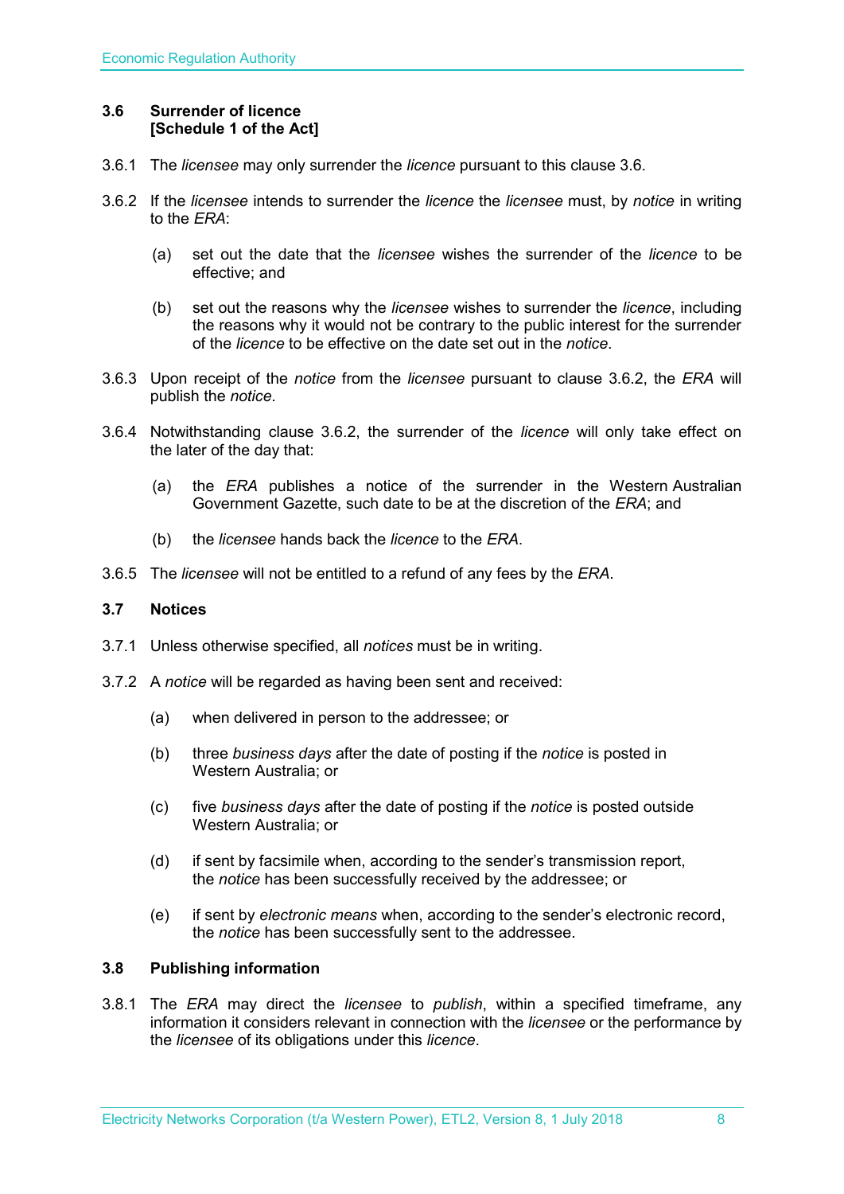### 3.6 Surrender of licence [Schedule 1 of the Act]

3.6.1 The *licensee* may only surrender the *licence* pursuant to this clause 3.6.

3.6.2 If the *licensee* intends to surrender the *licence* the *licensee* must, by *notice* in writing to the *ERA*:

(a) set out the date that the *licensee* wishes the surrender of the *licence* to be effective; and

(b) set out the reasons why the *licensee* wishes to surrender the *licence*, including the reasons why it would not be contrary to the public interest for the surrender of the *licence* to be effective on the date set out in the *notice*.

3.6.3 Upon receipt of the *notice* from the *licensee* pursuant to clause 3.6.2, the *ERA* will publish the *notice*.

3.6.4 Notwithstanding clause 3.6.2, the surrender of the *licence* will only take effect on the later of the day that:

(a) the *ERA* publishes a notice of the surrender in the Western Australian Government Gazette, such date to be at the discretion of the *ERA*; and

(b) the *licensee* hands back the *licence* to the *ERA*.

3.6.5 The *licensee* will not be entitled to a refund of any fees by the *ERA*.

### 3.7 Notices

3.7.1 Unless otherwise specified, all *notices* must be in writing.

3.7.2 A *notice* will be regarded as having been sent and received:

(a) when delivered in person to the addressee; or

(b) three *business days* after the date of posting if the *notice* is posted in Western Australia; or

(c) five *business days* after the date of posting if the *notice* is posted outside Western Australia; or

(d) if sent by facsimile when, according to the sender's transmission report, the *notice* has been successfully received by the addressee; or

(e) if sent by *electronic means* when, according to the sender's electronic record, the *notice* has been successfully sent to the addressee.

### 3.8 Publishing information

3.8.1 The *ERA* may direct the *licensee* to *publish*, within a specified timeframe, any information it considers relevant in connection with the *licensee* or the performance by the *licensee* of its obligations under this *licence*.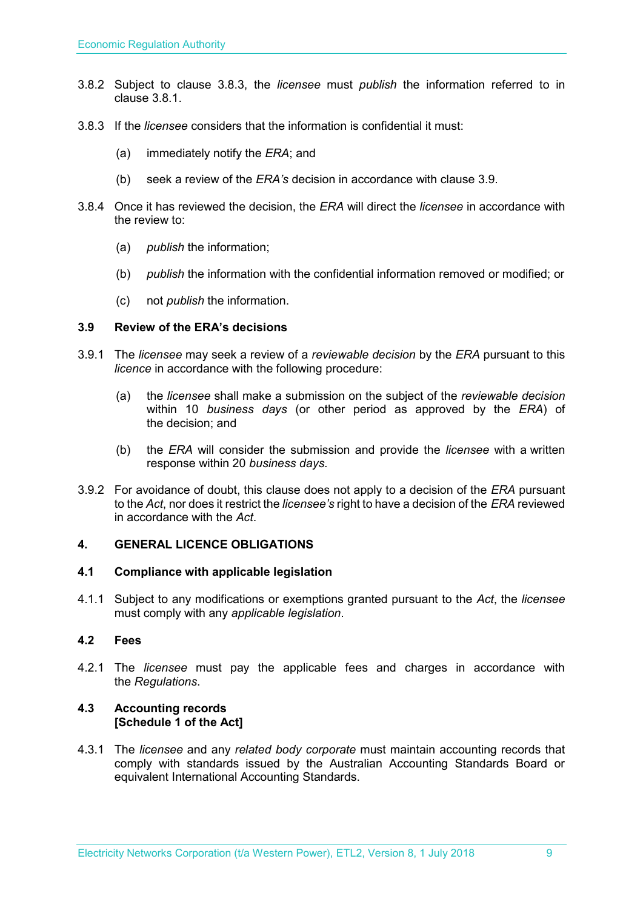3.8.2 Subject to clause 3.8.3, the *licensee* must *publish* the information referred to in clause 3.8.1.

3.8.3 If the *licensee* considers that the information is confidential it must:

(a) immediately notify the *ERA*; and

(b) seek a review of the *ERA's* decision in accordance with clause 3.9.

3.8.4 Once it has reviewed the decision, the *ERA* will direct the *licensee* in accordance with the review to:

(a) *publish* the information;

(b) *publish* the information with the confidential information removed or modified; or

(c) not *publish* the information.

### 3.9 Review of the ERA's decisions

3.9.1 The *licensee* may seek a review of a *reviewable decision* by the *ERA* pursuant to this *licence* in accordance with the following procedure:

(a) the *licensee* shall make a submission on the subject of the *reviewable decision* within 10 *business days* (or other period as approved by the *ERA*) of the decision; and

(b) the *ERA* will consider the submission and provide the *licensee* with a written response within 20 *business days*.

3.9.2 For avoidance of doubt, this clause does not apply to a decision of the *ERA* pursuant to the *Act*, nor does it restrict the *licensee's* right to have a decision of the *ERA* reviewed in accordance with the *Act*.

## 4. GENERAL LICENCE OBLIGATIONS

### 4.1 Compliance with applicable legislation

4.1.1 Subject to any modifications or exemptions granted pursuant to the *Act*, the *licensee* must comply with any *applicable legislation*.

### 4.2 Fees

4.2.1 The *licensee* must pay the applicable fees and charges in accordance with the *Regulations*.

### 4.3 Accounting records [Schedule 1 of the Act]

4.3.1 The *licensee* and any *related body corporate* must maintain accounting records that comply with standards issued by the Australian Accounting Standards Board or equivalent International Accounting Standards.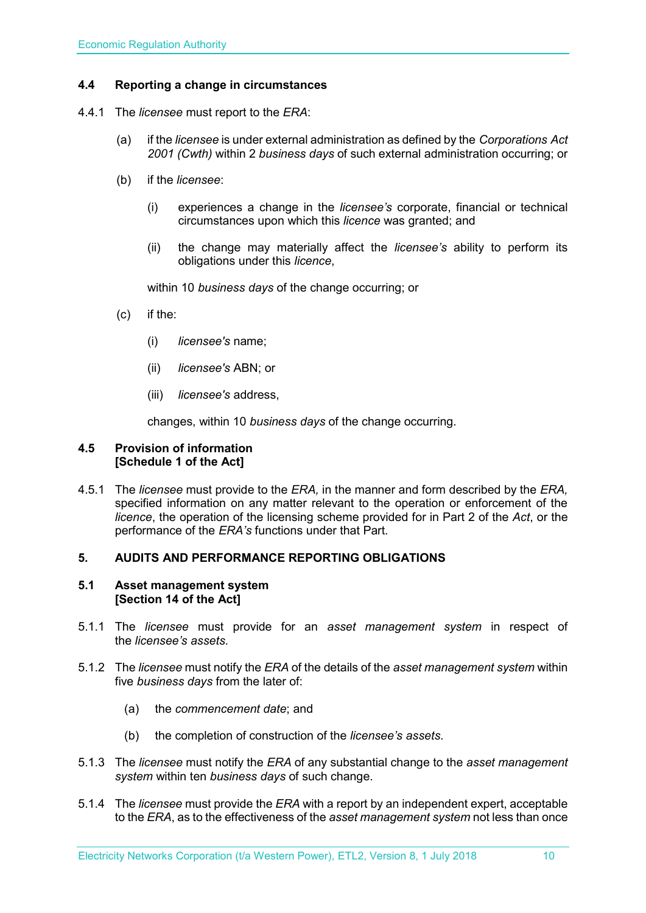### 4.4 Reporting a change in circumstances

4.4.1 The *licensee* must report to the *ERA*:

(a) if the *licensee* is under external administration as defined by the *Corporations Act 2001 (Cwth)* within 2 *business days* of such external administration occurring; or

(b) if the *licensee*:

(i) experiences a change in the *licensee's* corporate, financial or technical circumstances upon which this *licence* was granted; and

(ii) the change may materially affect the *licensee's* ability to perform its obligations under this *licence*,

within 10 *business days* of the change occurring; or

(c) if the:

(i) *licensee's* name;

(ii) *licensee's* ABN; or

(iii) *licensee's* address,

changes, within 10 *business days* of the change occurring.

### 4.5 Provision of information [Schedule 1 of the Act]

4.5.1 The *licensee* must provide to the *ERA,* in the manner and form described by the *ERA,* specified information on any matter relevant to the operation or enforcement of the *licence*, the operation of the licensing scheme provided for in Part 2 of the *Act*, or the performance of the *ERA's* functions under that Part.

## 5. AUDITS AND PERFORMANCE REPORTING OBLIGATIONS

### 5.1 Asset management system [Section 14 of the Act]

5.1.1 The *licensee* must provide for an *asset management system* in respect of the *licensee's assets*.

5.1.2 The *licensee* must notify the *ERA* of the details of the *asset management system* within five *business days* from the later of:

(a) the *commencement date*; and

(b) the completion of construction of the *licensee's assets*.

5.1.3 The *licensee* must notify the *ERA* of any substantial change to the *asset management system* within ten *business days* of such change.

5.1.4 The *licensee* must provide the *ERA* with a report by an independent expert, acceptable to the *ERA*, as to the effectiveness of the *asset management system* not less than once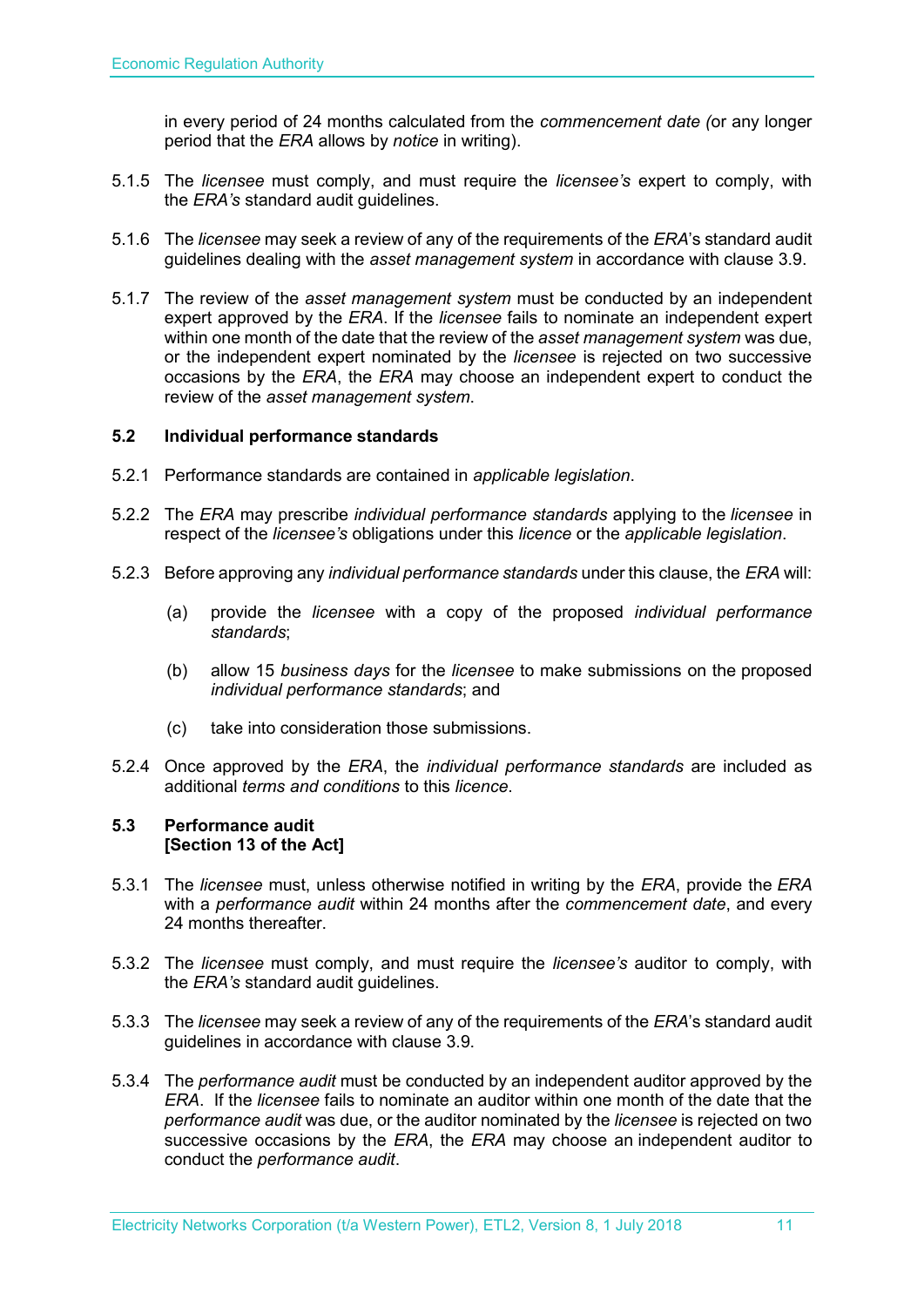in every period of 24 months calculated from the *commencement date (*or any longer period that the *ERA* allows by *notice* in writing).

5.1.5 The *licensee* must comply, and must require the *licensee's* expert to comply, with the *ERA's* standard audit guidelines.

5.1.6 The *licensee* may seek a review of any of the requirements of the *ERA*'s standard audit guidelines dealing with the *asset management system* in accordance with clause 3.9.

5.1.7 The review of the *asset management system* must be conducted by an independent expert approved by the *ERA*. If the *licensee* fails to nominate an independent expert within one month of the date that the review of the *asset management system* was due, or the independent expert nominated by the *licensee* is rejected on two successive occasions by the *ERA*, the *ERA* may choose an independent expert to conduct the review of the *asset management system*.

### 5.2 Individual performance standards

5.2.1 Performance standards are contained in *applicable legislation*.

5.2.2 The *ERA* may prescribe *individual performance standards* applying to the *licensee* in respect of the *licensee's* obligations under this *licence* or the *applicable legislation*.

5.2.3 Before approving any *individual performance standards* under this clause, the *ERA* will:

(a) provide the *licensee* with a copy of the proposed *individual performance standards*;

(b) allow 15 *business days* for the *licensee* to make submissions on the proposed *individual performance standards*; and

(c) take into consideration those submissions.

5.2.4 Once approved by the *ERA*, the *individual performance standards* are included as additional *terms and conditions* to this *licence*.

### 5.3 Performance audit
**[Section 13 of the Act]**

5.3.1 The *licensee* must, unless otherwise notified in writing by the *ERA*, provide the *ERA* with a *performance audit* within 24 months after the *commencement date*, and every 24 months thereafter.

5.3.2 The *licensee* must comply, and must require the *licensee's* auditor to comply, with the *ERA's* standard audit guidelines.

5.3.3 The *licensee* may seek a review of any of the requirements of the *ERA*'s standard audit guidelines in accordance with clause 3.9.

5.3.4 The *performance audit* must be conducted by an independent auditor approved by the *ERA*. If the *licensee* fails to nominate an auditor within one month of the date that the *performance audit* was due, or the auditor nominated by the *licensee* is rejected on two successive occasions by the *ERA*, the *ERA* may choose an independent auditor to conduct the *performance audit*.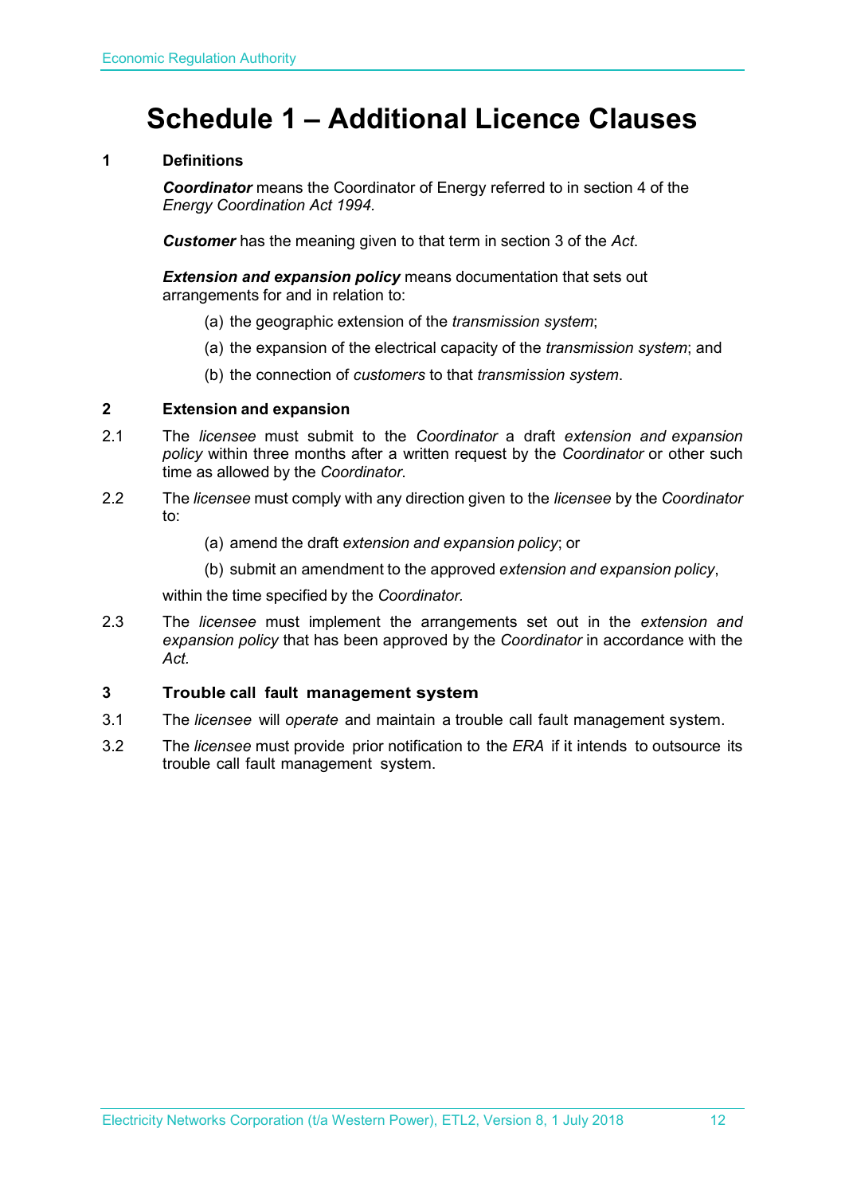# Schedule 1 – Additional Licence Clauses

**1 Definitions**

***Coordinator*** means the Coordinator of Energy referred to in section 4 of the *Energy Coordination Act 1994.*

***Customer*** has the meaning given to that term in section 3 of the *Act.*

***Extension and expansion policy*** means documentation that sets out arrangements for and in relation to:

(a) the geographic extension of the *transmission system*;

(a) the expansion of the electrical capacity of the *transmission system*; and

(b) the connection of *customers* to that *transmission system*.

**2 Extension and expansion**

2.1 The *licensee* must submit to the *Coordinator* a draft *extension and expansion policy* within three months after a written request by the *Coordinator* or other such time as allowed by the *Coordinator*.

2.2 The *licensee* must comply with any direction given to the *licensee* by the *Coordinator* to:

(a) amend the draft *extension and expansion policy*; or

(b) submit an amendment to the approved *extension and expansion policy*,

within the time specified by the *Coordinator.*

2.3 The *licensee* must implement the arrangements set out in the *extension and expansion policy* that has been approved by the *Coordinator* in accordance with the *Act.*

**3 Trouble call fault management system**

3.1 The *licensee* will *operate* and maintain a trouble call fault management system.

3.2 The *licensee* must provide prior notification to the *ERA* if it intends to outsource its trouble call fault management system.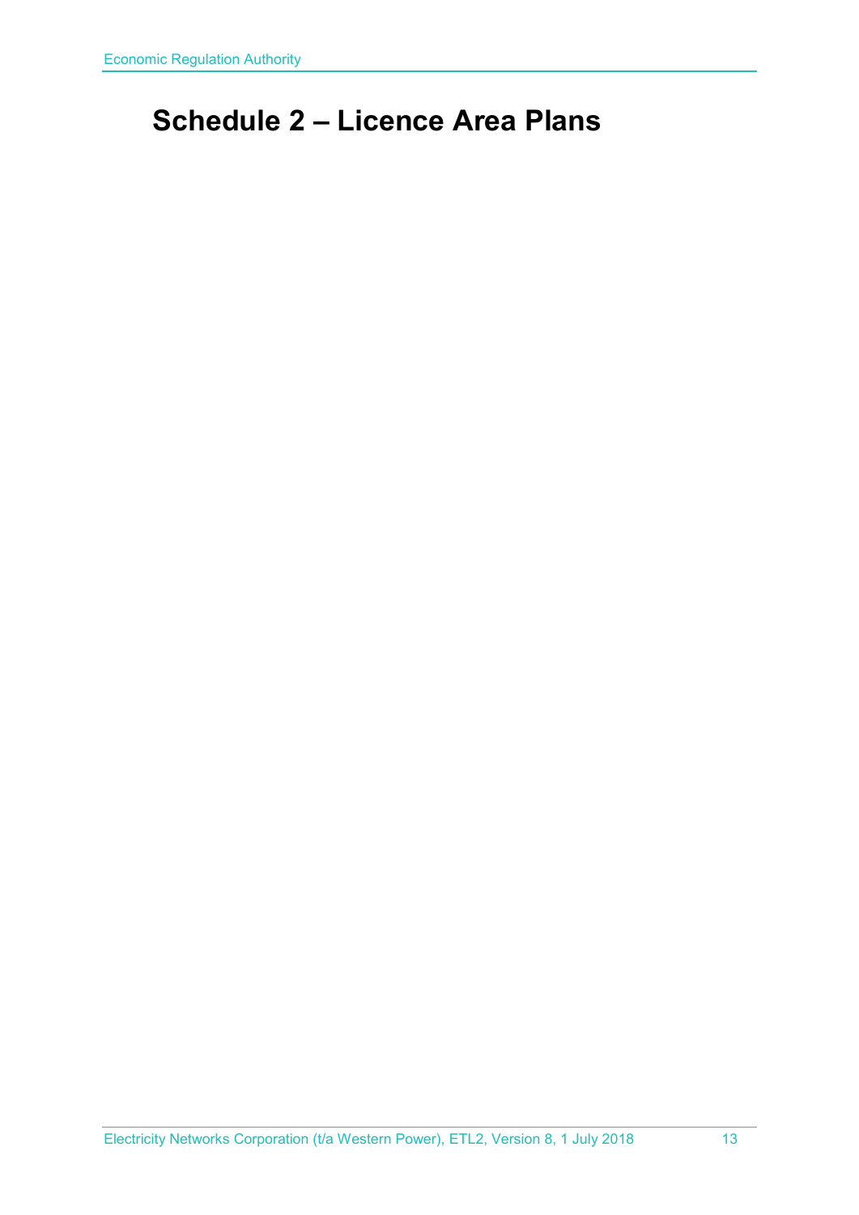# Schedule 2 – Licence Area Plans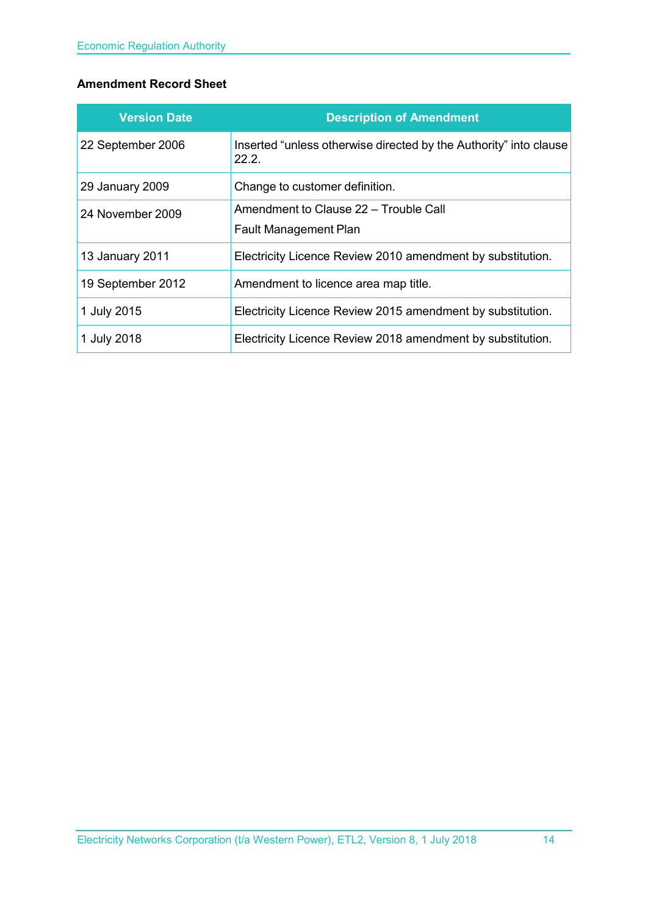**Amendment Record Sheet**

| Version Date | Description of Amendment |
|---|---|
| 22 September 2006 | Inserted "unless otherwise directed by the Authority" into clause 22.2. |
| 29 January 2009 | Change to customer definition. |
| 24 November 2009 | Amendment to Clause 22 – Trouble Call Fault Management Plan |
| 13 January 2011 | Electricity Licence Review 2010 amendment by substitution. |
| 19 September 2012 | Amendment to licence area map title. |
| 1 July 2015 | Electricity Licence Review 2015 amendment by substitution. |
| 1 July 2018 | Electricity Licence Review 2018 amendment by substitution. |